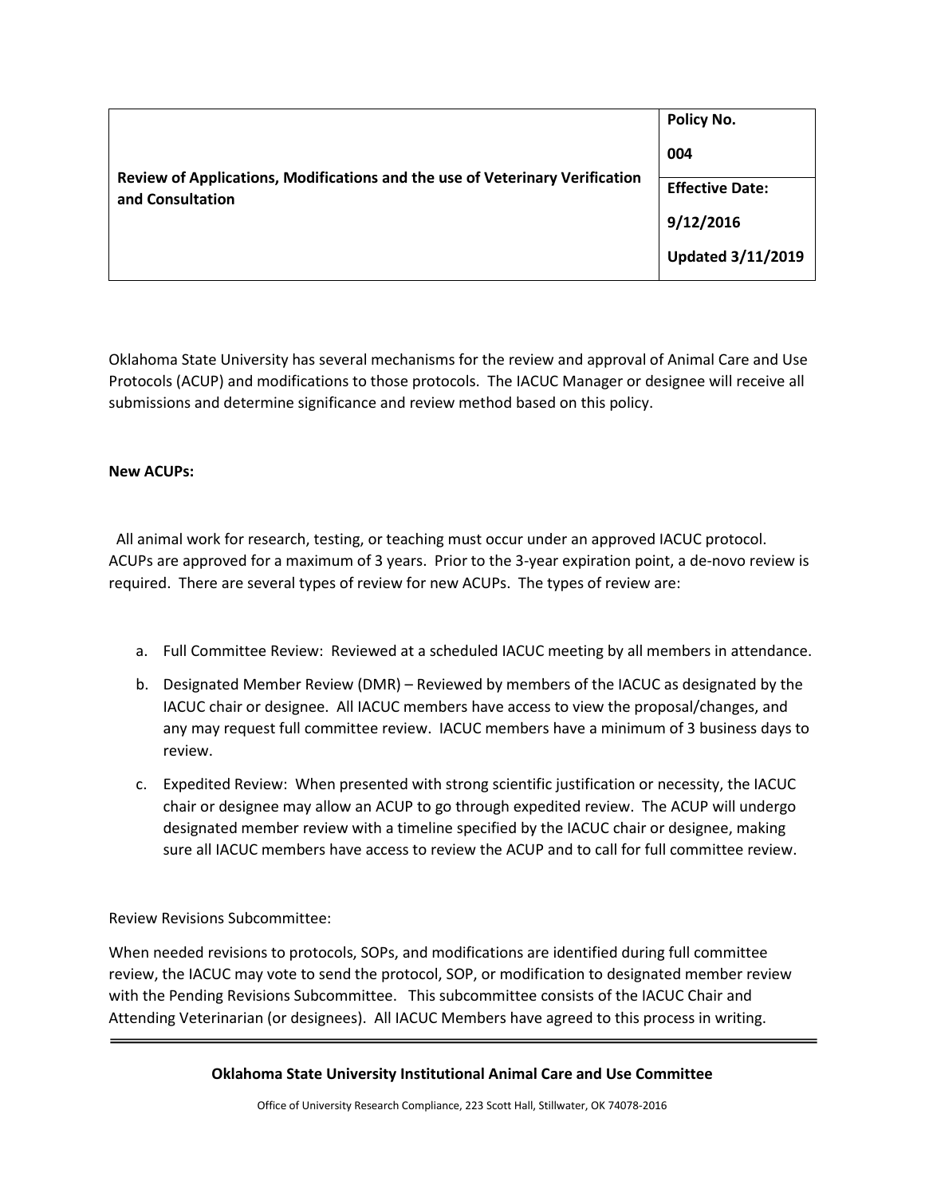| Review of Applications, Modifications and the use of Veterinary Verification and Consultation | **Policy No.** 004 **Effective Date:** 9/12/2016 **Updated 3/11/2019** |
| --- | --- |

Oklahoma State University has several mechanisms for the review and approval of Animal Care and Use Protocols (ACUP) and modifications to those protocols. The IACUC Manager or designee will receive all submissions and determine significance and review method based on this policy.

**New ACUPs:**

All animal work for research, testing, or teaching must occur under an approved IACUC protocol. ACUPs are approved for a maximum of 3 years. Prior to the 3-year expiration point, a de-novo review is required. There are several types of review for new ACUPs. The types of review are:

a. Full Committee Review: Reviewed at a scheduled IACUC meeting by all members in attendance.

b. Designated Member Review (DMR) – Reviewed by members of the IACUC as designated by the IACUC chair or designee. All IACUC members have access to view the proposal/changes, and any may request full committee review. IACUC members have a minimum of 3 business days to review.

c. Expedited Review: When presented with strong scientific justification or necessity, the IACUC chair or designee may allow an ACUP to go through expedited review. The ACUP will undergo designated member review with a timeline specified by the IACUC chair or designee, making sure all IACUC members have access to review the ACUP and to call for full committee review.

Review Revisions Subcommittee:

When needed revisions to protocols, SOPs, and modifications are identified during full committee review, the IACUC may vote to send the protocol, SOP, or modification to designated member review with the Pending Revisions Subcommittee. This subcommittee consists of the IACUC Chair and Attending Veterinarian (or designees). All IACUC Members have agreed to this process in writing.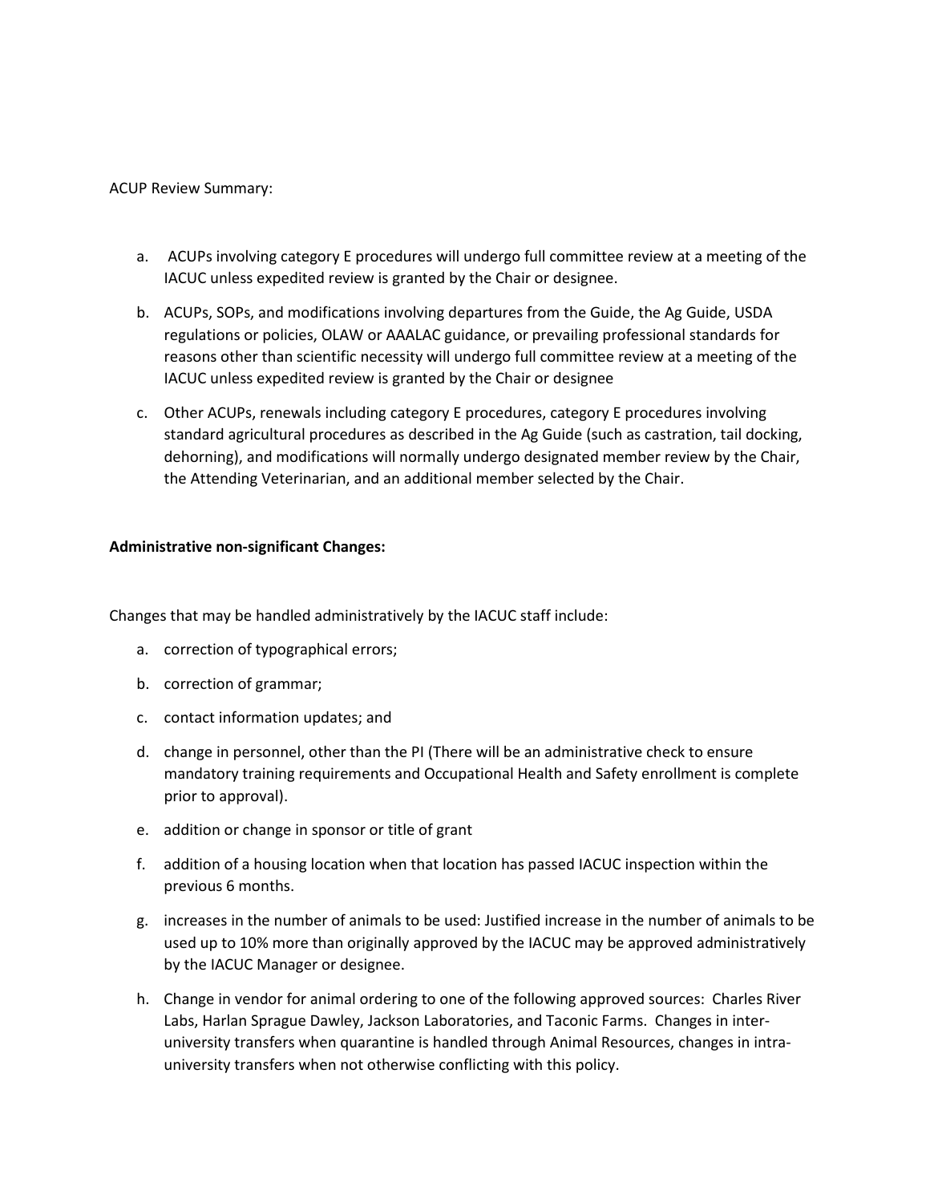ACUP Review Summary:

a. ACUPs involving category E procedures will undergo full committee review at a meeting of the IACUC unless expedited review is granted by the Chair or designee.

b. ACUPs, SOPs, and modifications involving departures from the Guide, the Ag Guide, USDA regulations or policies, OLAW or AAALAC guidance, or prevailing professional standards for reasons other than scientific necessity will undergo full committee review at a meeting of the IACUC unless expedited review is granted by the Chair or designee

c. Other ACUPs, renewals including category E procedures, category E procedures involving standard agricultural procedures as described in the Ag Guide (such as castration, tail docking, dehorning), and modifications will normally undergo designated member review by the Chair, the Attending Veterinarian, and an additional member selected by the Chair.

**Administrative non-significant Changes:**

Changes that may be handled administratively by the IACUC staff include:

a. correction of typographical errors;

b. correction of grammar;

c. contact information updates; and

d. change in personnel, other than the PI (There will be an administrative check to ensure mandatory training requirements and Occupational Health and Safety enrollment is complete prior to approval).

e. addition or change in sponsor or title of grant

f. addition of a housing location when that location has passed IACUC inspection within the previous 6 months.

g. increases in the number of animals to be used: Justified increase in the number of animals to be used up to 10% more than originally approved by the IACUC may be approved administratively by the IACUC Manager or designee.

h. Change in vendor for animal ordering to one of the following approved sources: Charles River Labs, Harlan Sprague Dawley, Jackson Laboratories, and Taconic Farms. Changes in inter-university transfers when quarantine is handled through Animal Resources, changes in intra-university transfers when not otherwise conflicting with this policy.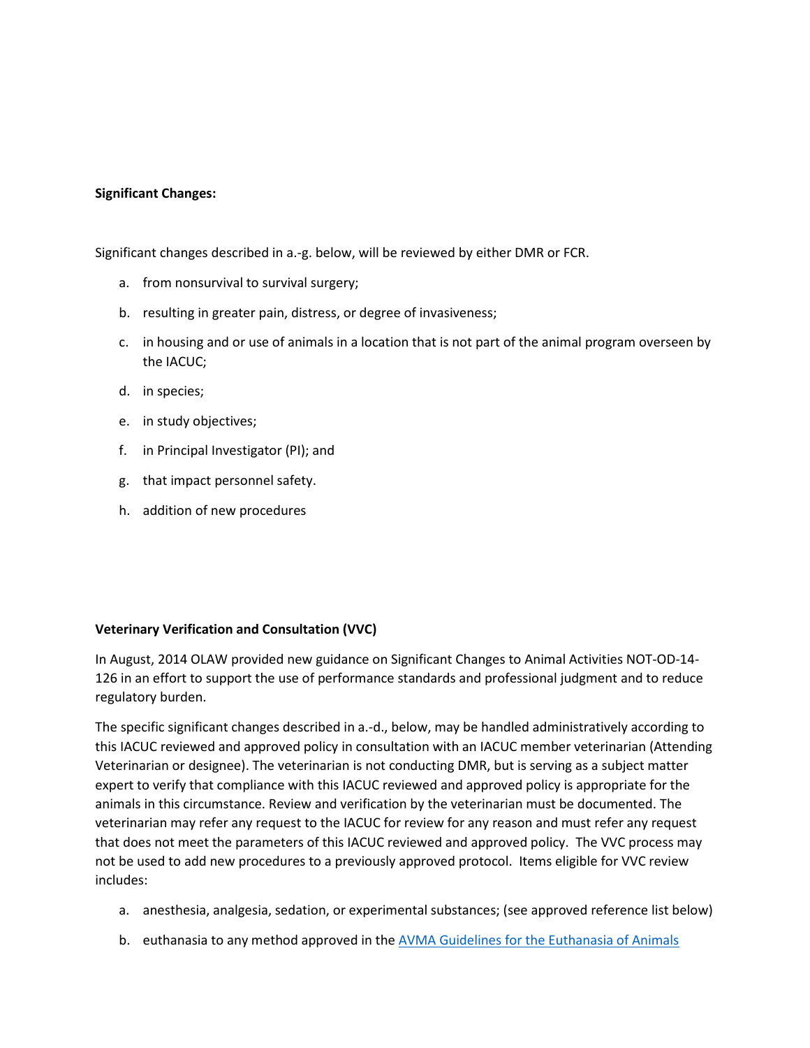**Significant Changes:**

Significant changes described in a.-g. below, will be reviewed by either DMR or FCR.

a. from nonsurvival to survival surgery;

b. resulting in greater pain, distress, or degree of invasiveness;

c. in housing and or use of animals in a location that is not part of the animal program overseen by the IACUC;

d. in species;

e. in study objectives;

f. in Principal Investigator (PI); and

g. that impact personnel safety.

h. addition of new procedures

**Veterinary Verification and Consultation (VVC)**

In August, 2014 OLAW provided new guidance on Significant Changes to Animal Activities NOT-OD-14-126 in an effort to support the use of performance standards and professional judgment and to reduce regulatory burden.

The specific significant changes described in a.-d., below, may be handled administratively according to this IACUC reviewed and approved policy in consultation with an IACUC member veterinarian (Attending Veterinarian or designee). The veterinarian is not conducting DMR, but is serving as a subject matter expert to verify that compliance with this IACUC reviewed and approved policy is appropriate for the animals in this circumstance. Review and verification by the veterinarian must be documented. The veterinarian may refer any request to the IACUC for review for any reason and must refer any request that does not meet the parameters of this IACUC reviewed and approved policy. The VVC process may not be used to add new procedures to a previously approved protocol. Items eligible for VVC review includes:

a. anesthesia, analgesia, sedation, or experimental substances; (see approved reference list below)

b. euthanasia to any method approved in the [AVMA Guidelines for the Euthanasia of Animals](AVMA Guidelines for the Euthanasia of Animals)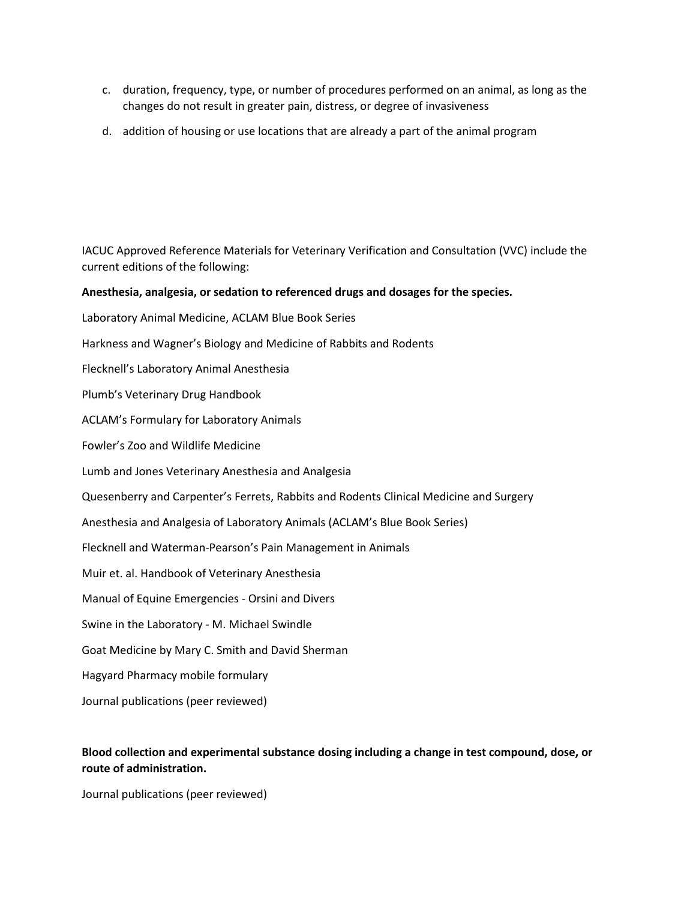c. duration, frequency, type, or number of procedures performed on an animal, as long as the changes do not result in greater pain, distress, or degree of invasiveness
d. addition of housing or use locations that are already a part of the animal program

IACUC Approved Reference Materials for Veterinary Verification and Consultation (VVC) include the current editions of the following:

**Anesthesia, analgesia, or sedation to referenced drugs and dosages for the species.**

Laboratory Animal Medicine, ACLAM Blue Book Series

Harkness and Wagner's Biology and Medicine of Rabbits and Rodents

Flecknell's Laboratory Animal Anesthesia

Plumb's Veterinary Drug Handbook

ACLAM's Formulary for Laboratory Animals

Fowler's Zoo and Wildlife Medicine

Lumb and Jones Veterinary Anesthesia and Analgesia

Quesenberry and Carpenter's Ferrets, Rabbits and Rodents Clinical Medicine and Surgery

Anesthesia and Analgesia of Laboratory Animals (ACLAM's Blue Book Series)

Flecknell and Waterman-Pearson's Pain Management in Animals

Muir et. al. Handbook of Veterinary Anesthesia

Manual of Equine Emergencies - Orsini and Divers

Swine in the Laboratory - M. Michael Swindle

Goat Medicine by Mary C. Smith and David Sherman

Hagyard Pharmacy mobile formulary

Journal publications (peer reviewed)

**Blood collection and experimental substance dosing including a change in test compound, dose, or route of administration.**

Journal publications (peer reviewed)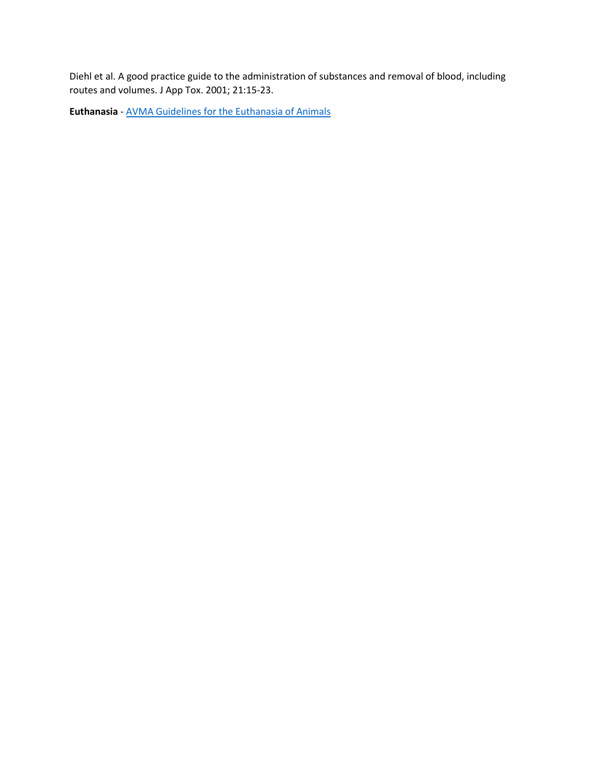Diehl et al. A good practice guide to the administration of substances and removal of blood, including routes and volumes. J App Tox. 2001; 21:15-23.

**Euthanasia** - AVMA Guidelines for the Euthanasia of Animals